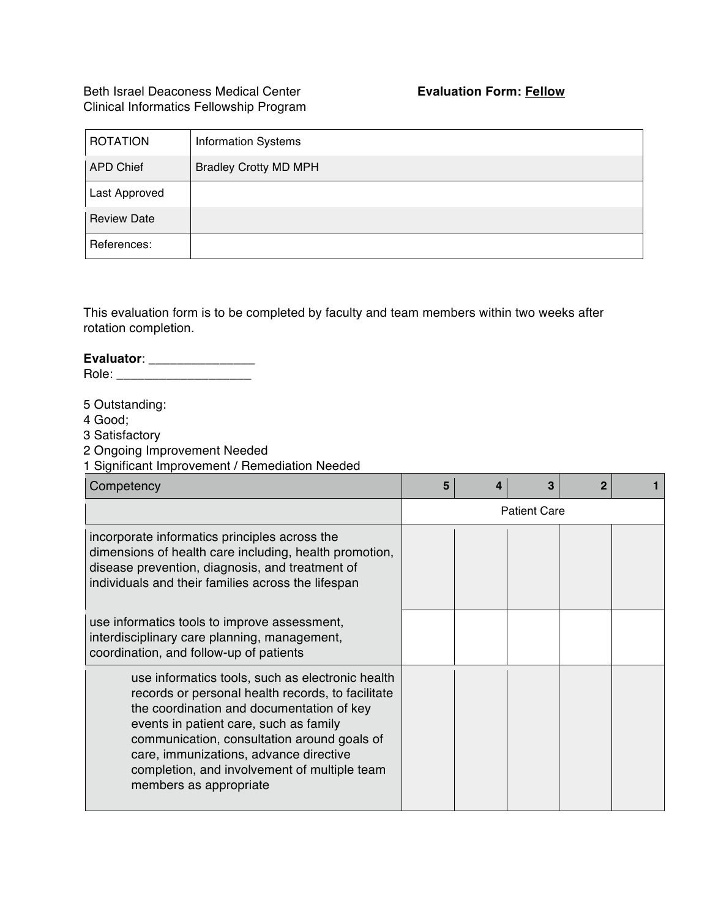Beth Israel Deaconess Medical Center
Clinical Informatics Fellowship Program

**Evaluation Form: Fellow**

| ROTATION | Information Systems |
|---|---|
| APD Chief | Bradley Crotty MD MPH |
| Last Approved | |
| Review Date | |
| References: | |

This evaluation form is to be completed by faculty and team members within two weeks after rotation completion.

**Evaluator**: _______________
Role: ___________________

5 Outstanding:
4 Good;
3 Satisfactory
2 Ongoing Improvement Needed
1 Significant Improvement / Remediation Needed

| Competency | 5 | 4 | 3 | 2 | 1 |
|---|---|---|---|---|---|
| | Patient Care | | | | |
| incorporate informatics principles across the dimensions of health care including, health promotion, disease prevention, diagnosis, and treatment of individuals and their families across the lifespan | | | | | |
| use informatics tools to improve assessment, interdisciplinary care planning, management, coordination, and follow-up of patients | | | | | |
| use informatics tools, such as electronic health records or personal health records, to facilitate the coordination and documentation of key events in patient care, such as family communication, consultation around goals of care, immunizations, advance directive completion, and involvement of multiple team members as appropriate | | | | | |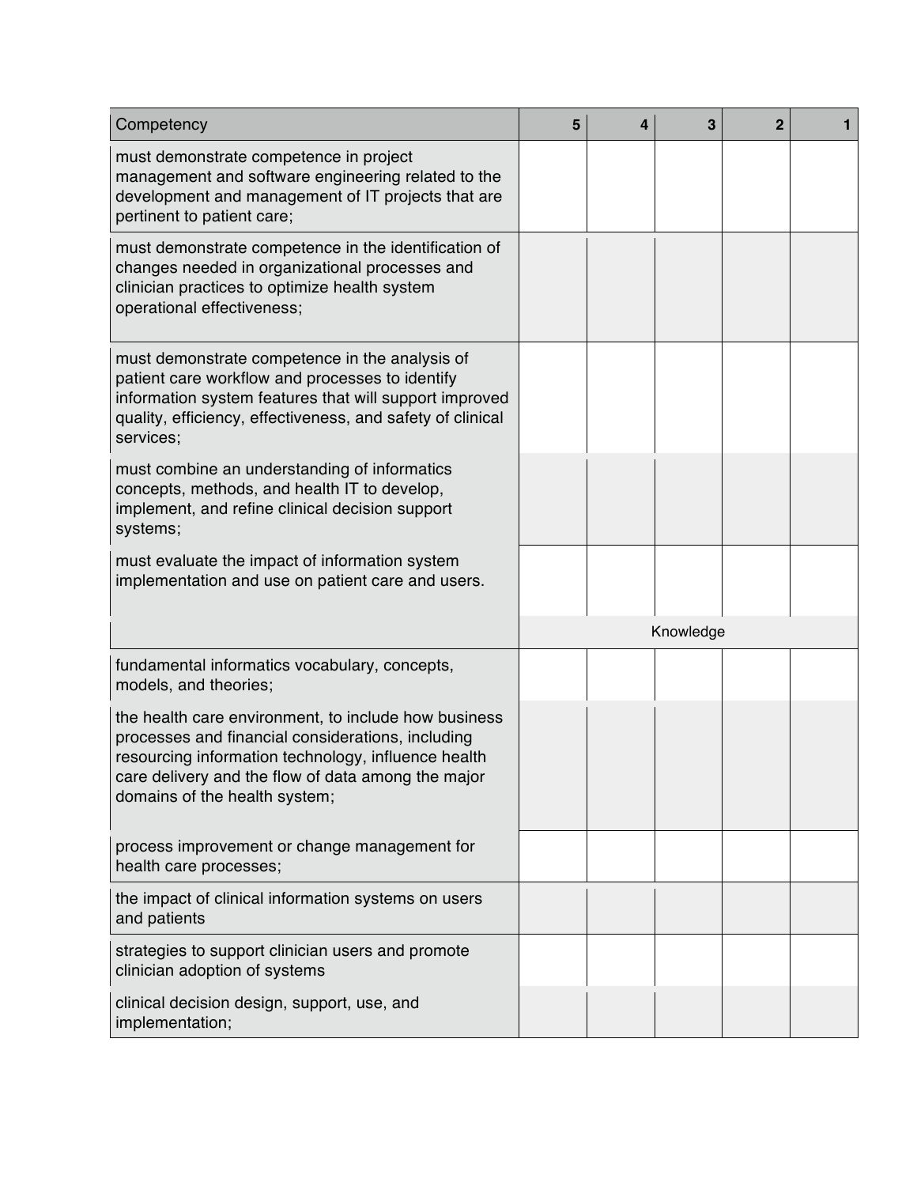| Competency | 5 | 4 | 3 | 2 | 1 |
|---|---|---|---|---|---|
| must demonstrate competence in project management and software engineering related to the development and management of IT projects that are pertinent to patient care; | | | | | |
| must demonstrate competence in the identification of changes needed in organizational processes and clinician practices to optimize health system operational effectiveness; | | | | | |
| must demonstrate competence in the analysis of patient care workflow and processes to identify information system features that will support improved quality, efficiency, effectiveness, and safety of clinical services; | | | | | |
| must combine an understanding of informatics concepts, methods, and health IT to develop, implement, and refine clinical decision support systems; | | | | | |
| must evaluate the impact of information system implementation and use on patient care and users. | | | | | |
| | Knowledge | | | | |
| fundamental informatics vocabulary, concepts, models, and theories; | | | | | |
| the health care environment, to include how business processes and financial considerations, including resourcing information technology, influence health care delivery and the flow of data among the major domains of the health system; | | | | | |
| process improvement or change management for health care processes; | | | | | |
| the impact of clinical information systems on users and patients | | | | | |
| strategies to support clinician users and promote clinician adoption of systems | | | | | |
| clinical decision design, support, use, and implementation; | | | | | |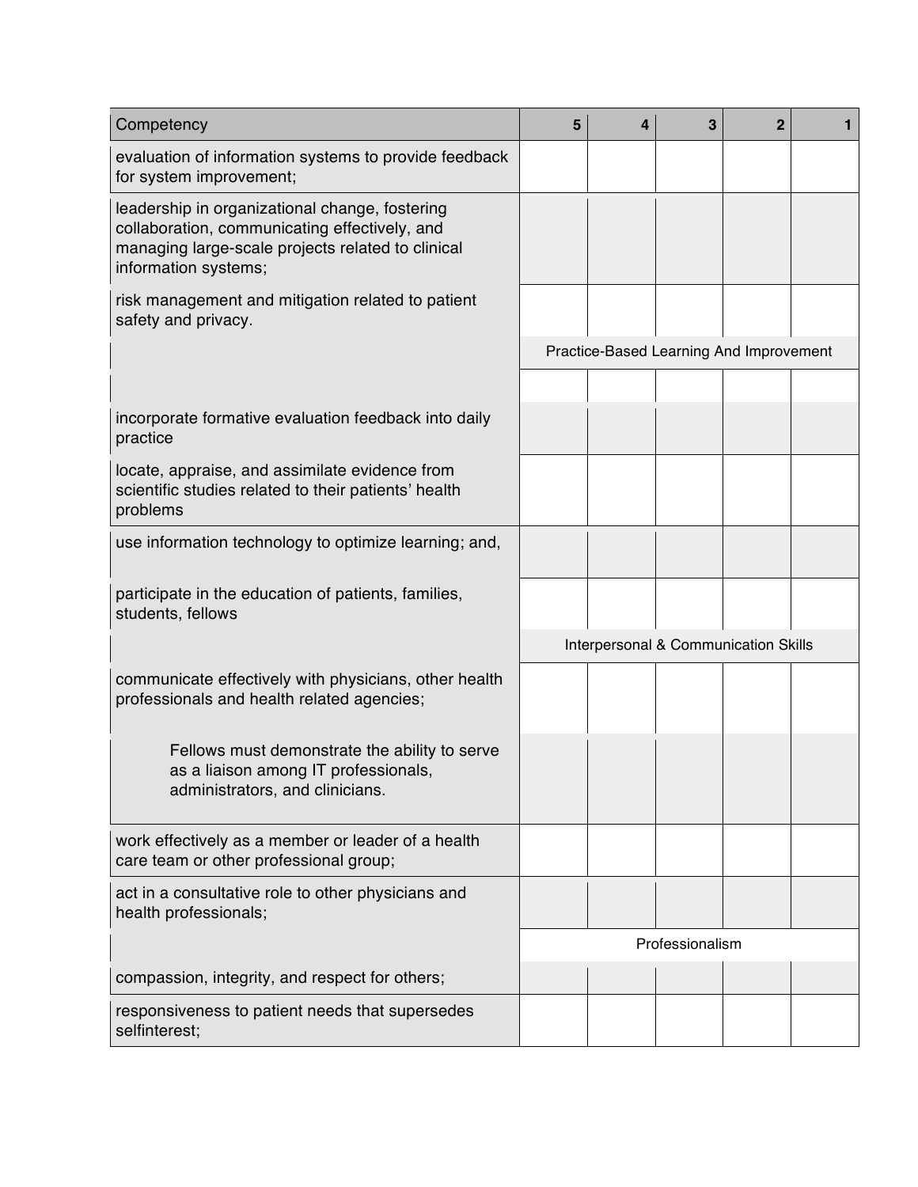| Competency | 5 | 4 | 3 | 2 | 1 |
|---|---|---|---|---|---|
| evaluation of information systems to provide feedback for system improvement; | | | | | |
| leadership in organizational change, fostering collaboration, communicating effectively, and managing large-scale projects related to clinical information systems; | | | | | |
| risk management and mitigation related to patient safety and privacy. | | | | | |
| | Practice-Based Learning And Improvement | | | | |
| | | | | | |
| incorporate formative evaluation feedback into daily practice | | | | | |
| locate, appraise, and assimilate evidence from scientific studies related to their patients' health problems | | | | | |
| use information technology to optimize learning; and, | | | | | |
| participate in the education of patients, families, students, fellows | | | | | |
| | Interpersonal & Communication Skills | | | | |
| communicate effectively with physicians, other health professionals and health related agencies; | | | | | |
| Fellows must demonstrate the ability to serve as a liaison among IT professionals, administrators, and clinicians. | | | | | |
| work effectively as a member or leader of a health care team or other professional group; | | | | | |
| act in a consultative role to other physicians and health professionals; | | | | | |
| | Professionalism | | | | |
| compassion, integrity, and respect for others; | | | | | |
| responsiveness to patient needs that supersedes selfinterest; | | | | | |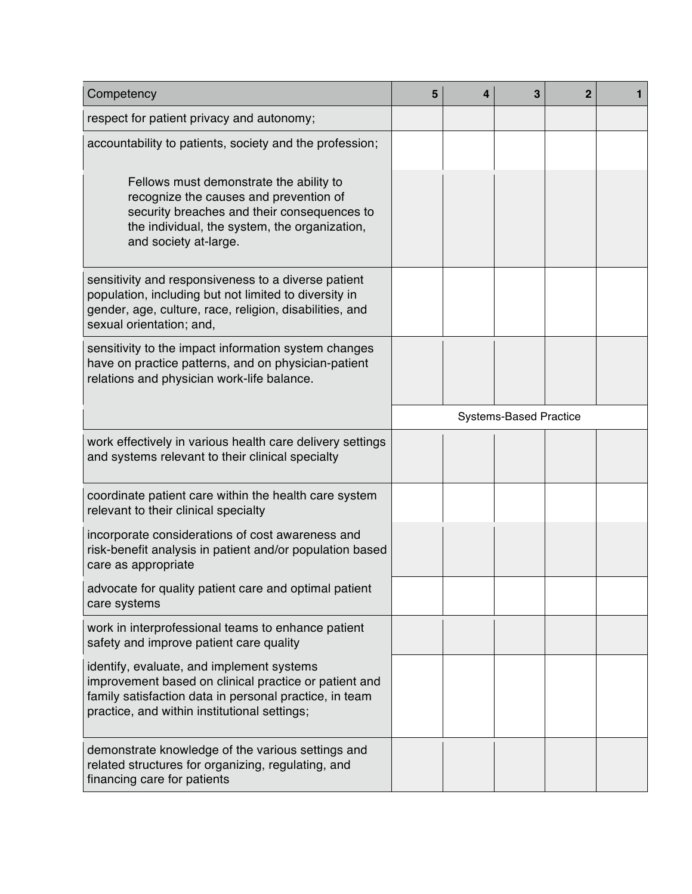| Competency | 5 | 4 | 3 | 2 | 1 |
|---|---|---|---|---|---|
| respect for patient privacy and autonomy; | | | | | |
| accountability to patients, society and the profession; | | | | | |
| Fellows must demonstrate the ability to recognize the causes and prevention of security breaches and their consequences to the individual, the system, the organization, and society at-large. | | | | | |
| sensitivity and responsiveness to a diverse patient population, including but not limited to diversity in gender, age, culture, race, religion, disabilities, and sexual orientation; and, | | | | | |
| sensitivity to the impact information system changes have on practice patterns, and on physician-patient relations and physician work-life balance. | | | | | |
| | Systems-Based Practice | | | | |
| work effectively in various health care delivery settings and systems relevant to their clinical specialty | | | | | |
| coordinate patient care within the health care system relevant to their clinical specialty | | | | | |
| incorporate considerations of cost awareness and risk-benefit analysis in patient and/or population based care as appropriate | | | | | |
| advocate for quality patient care and optimal patient care systems | | | | | |
| work in interprofessional teams to enhance patient safety and improve patient care quality | | | | | |
| identify, evaluate, and implement systems improvement based on clinical practice or patient and family satisfaction data in personal practice, in team practice, and within institutional settings; | | | | | |
| demonstrate knowledge of the various settings and related structures for organizing, regulating, and financing care for patients | | | | | |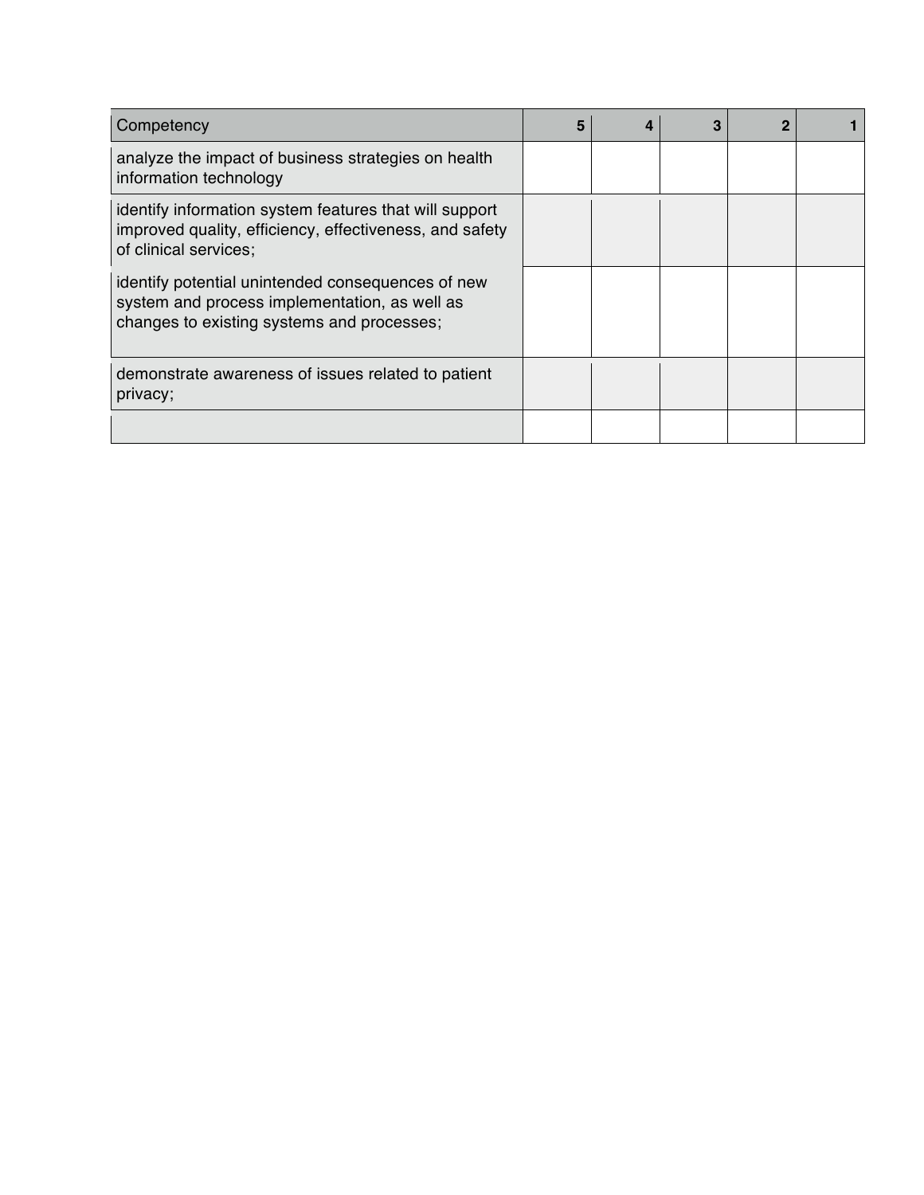| Competency | 5 | 4 | 3 | 2 | 1 |
| --- | --- | --- | --- | --- | --- |
| analyze the impact of business strategies on health information technology | | | | | |
| identify information system features that will support improved quality, efficiency, effectiveness, and safety of clinical services; | | | | | |
| identify potential unintended consequences of new system and process implementation, as well as changes to existing systems and processes; | | | | | |
| demonstrate awareness of issues related to patient privacy; | | | | | |
| | | | | | |